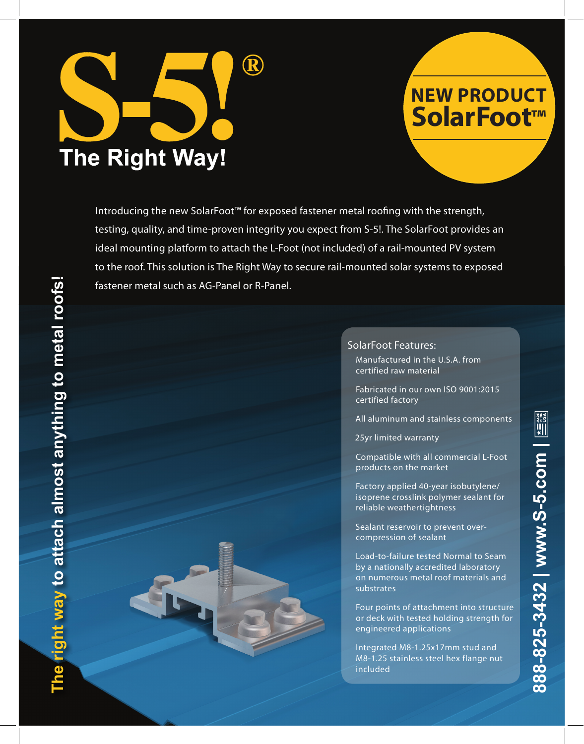# S-5!®

**The Right Way!**

## NEW PRODUCT SolarFoot™

Introducing the new SolarFoot™ for exposed fastener metal roofing with the strength, testing, quality, and time-proven integrity you expect from S-5!. The SolarFoot provides an ideal mounting platform to attach the L-Foot (not included) of a rail-mounted PV system to the roof. This solution is The Right Way to secure rail-mounted solar systems to exposed fastener metal such as AG-Panel or R-Panel.

**The right way to attach almost anything to metal roofs!**

### SolarFoot Features:

- Manufactured in the U.S.A. from certified raw material
- Fabricated in our own ISO 9001:2015 certified factory
- All aluminum and stainless components
- 25yr limited warranty
- Compatible with all commercial L-Foot products on the market
- Factory applied 40-year isobutylene/isoprene crosslink polymer sealant for reliable weathertightness
- Sealant reservoir to prevent over-compression of sealant
- Load-to-failure tested Normal to Seam by a nationally accredited laboratory on numerous metal roof materials and substrates
- Four points of attachment into structure or deck with tested holding strength for engineered applications
- Integrated M8-1.25x17mm stud and M8-1.25 stainless steel hex flange nut included

888-825-3432 | www.S-5.com | MADE IN USA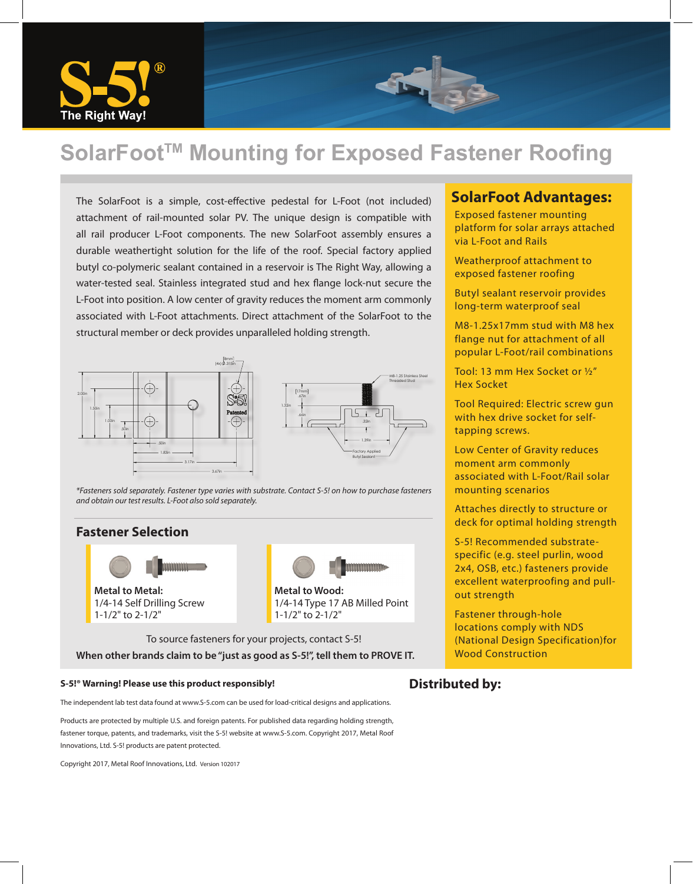# SolarFoot™ Mounting for Exposed Fastener Roofing

The SolarFoot is a simple, cost-effective pedestal for L-Foot (not included) attachment of rail-mounted solar PV. The unique design is compatible with all rail producer L-Foot components. The new SolarFoot assembly ensures a durable weathertight solution for the life of the roof. Special factory applied butyl co-polymeric sealant contained in a reservoir is The Right Way, allowing a water-tested seal. Stainless integrated stud and hex flange lock-nut secure the L-Foot into position. A low center of gravity reduces the moment arm commonly associated with L-Foot attachments. Direct attachment of the SolarFoot to the structural member or deck provides unparalleled holding strength.

[8mm] (4x) Ø .315in
2.00in
1.50in
1.00in
.50in
.50in
1.83in
3.17in
3.67in
Patented

M8-1.25 Stainless Steel Threaded Stud
[17mm] .67in
1.32in
.66in
.32in
1.39in
Factory Applied Butyl Sealant

*\*Fasteners sold separately. Fastener type varies with substrate. Contact S-5! on how to purchase fasteners and obtain our test results. L-Foot also sold separately.*

## Fastener Selection

**Metal to Metal:**
1/4-14 Self Drilling Screw
1-1/2" to 2-1/2"

**Metal to Wood:**
1/4-14 Type 17 AB Milled Point
1-1/2" to 2-1/2"

To source fasteners for your projects, contact S-5!

**When other brands claim to be "just as good as S-5!", tell them to PROVE IT.**

## SolarFoot Advantages:

- Exposed fastener mounting platform for solar arrays attached via L-Foot and Rails
- Weatherproof attachment to exposed fastener roofing
- Butyl sealant reservoir provides long-term waterproof seal
- M8-1.25x17mm stud with M8 hex flange nut for attachment of all popular L-Foot/rail combinations
- Tool: 13 mm Hex Socket or ½" Hex Socket
- Tool Required: Electric screw gun with hex drive socket for self-tapping screws.
- Low Center of Gravity reduces moment arm commonly associated with L-Foot/Rail solar mounting scenarios
- Attaches directly to structure or deck for optimal holding strength
- S-5! Recommended substrate-specific (e.g. steel purlin, wood 2x4, OSB, etc.) fasteners provide excellent waterproofing and pull-out strength
- Fastener through-hole locations comply with NDS (National Design Specification)for Wood Construction

**S-5!® Warning! Please use this product responsibly!**

The independent lab test data found at www.S-5.com can be used for load-critical designs and applications.

Products are protected by multiple U.S. and foreign patents. For published data regarding holding strength, fastener torque, patents, and trademarks, visit the S-5! website at www.S-5.com. Copyright 2017, Metal Roof Innovations, Ltd. S-5! products are patent protected.

Copyright 2017, Metal Roof Innovations, Ltd. Version 102017

**Distributed by:**